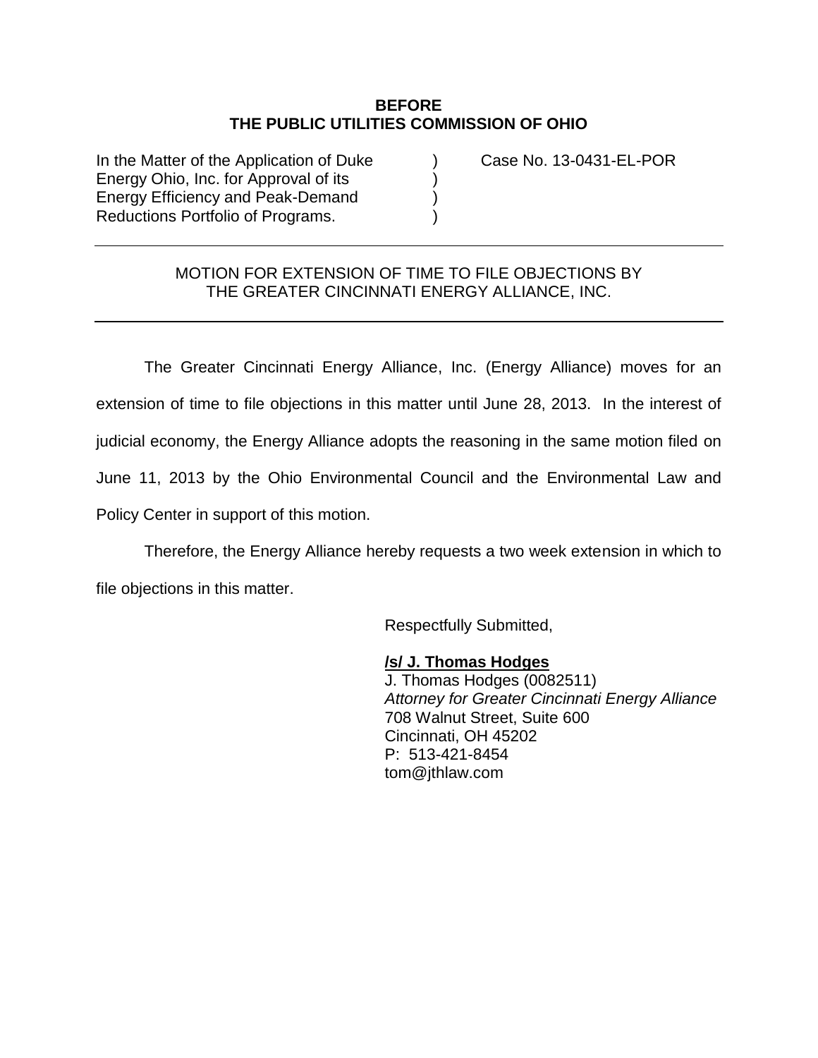**BEFORE**
**THE PUBLIC UTILITIES COMMISSION OF OHIO**

| | | |
|---|---|---|
| In the Matter of the Application of Duke Energy Ohio, Inc. for Approval of its Energy Efficiency and Peak-Demand Reductions Portfolio of Programs. | ) ) ) ) | Case No. 13-0431-EL-POR |

---

MOTION FOR EXTENSION OF TIME TO FILE OBJECTIONS BY THE GREATER CINCINNATI ENERGY ALLIANCE, INC.

---

The Greater Cincinnati Energy Alliance, Inc. (Energy Alliance) moves for an extension of time to file objections in this matter until June 28, 2013. In the interest of judicial economy, the Energy Alliance adopts the reasoning in the same motion filed on June 11, 2013 by the Ohio Environmental Council and the Environmental Law and Policy Center in support of this motion.

Therefore, the Energy Alliance hereby requests a two week extension in which to file objections in this matter.

Respectfully Submitted,

**/s/ J. Thomas Hodges**
J. Thomas Hodges (0082511)
*Attorney for Greater Cincinnati Energy Alliance*
708 Walnut Street, Suite 600
Cincinnati, OH 45202
P: 513-421-8454
tom@jthlaw.com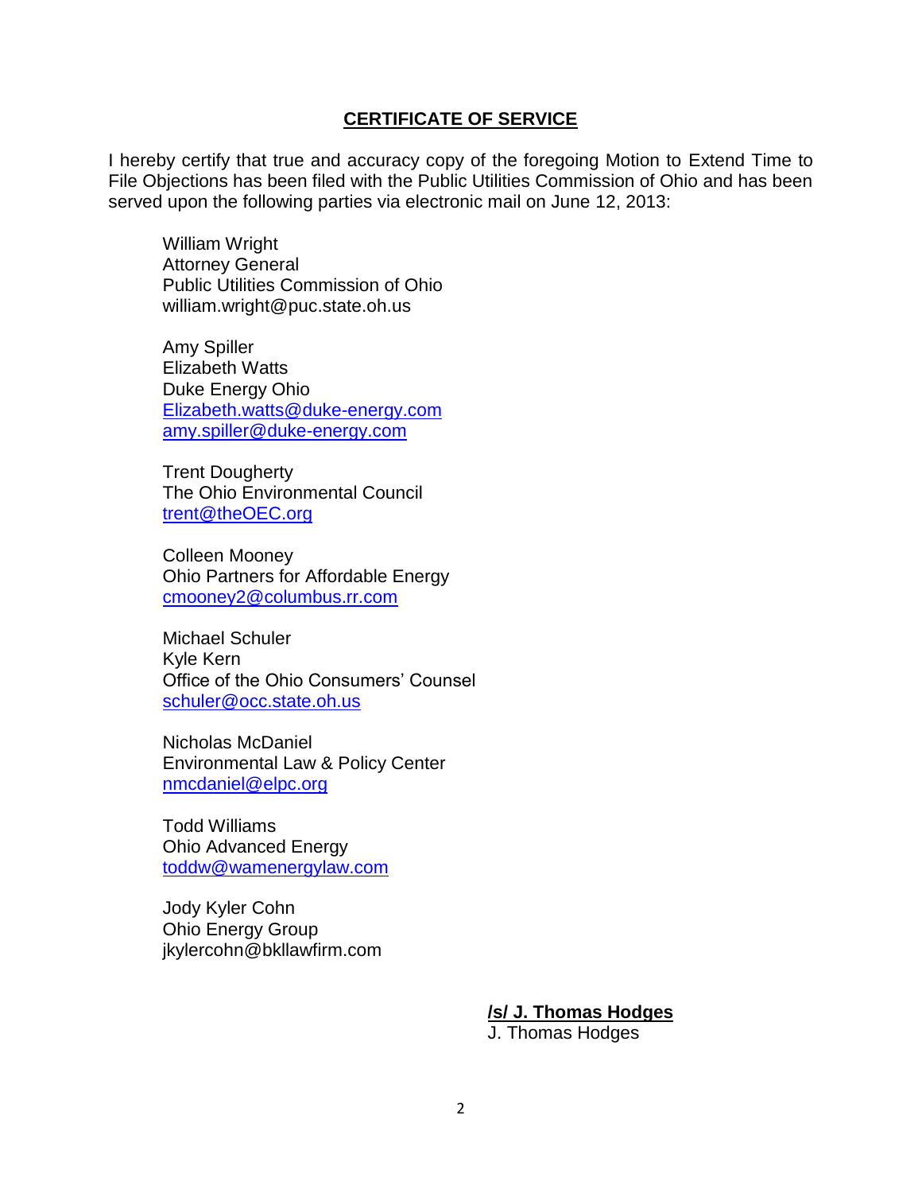## CERTIFICATE OF SERVICE

I hereby certify that true and accuracy copy of the foregoing Motion to Extend Time to File Objections has been filed with the Public Utilities Commission of Ohio and has been served upon the following parties via electronic mail on June 12, 2013:

William Wright
Attorney General
Public Utilities Commission of Ohio
william.wright@puc.state.oh.us

Amy Spiller
Elizabeth Watts
Duke Energy Ohio
Elizabeth.watts@duke-energy.com
amy.spiller@duke-energy.com

Trent Dougherty
The Ohio Environmental Council
trent@theOEC.org

Colleen Mooney
Ohio Partners for Affordable Energy
cmooney2@columbus.rr.com

Michael Schuler
Kyle Kern
Office of the Ohio Consumers' Counsel
schuler@occ.state.oh.us

Nicholas McDaniel
Environmental Law & Policy Center
nmcdaniel@elpc.org

Todd Williams
Ohio Advanced Energy
toddw@wamenergylaw.com

Jody Kyler Cohn
Ohio Energy Group
jkylercohn@bkllawfirm.com

**/s/ J. Thomas Hodges**
J. Thomas Hodges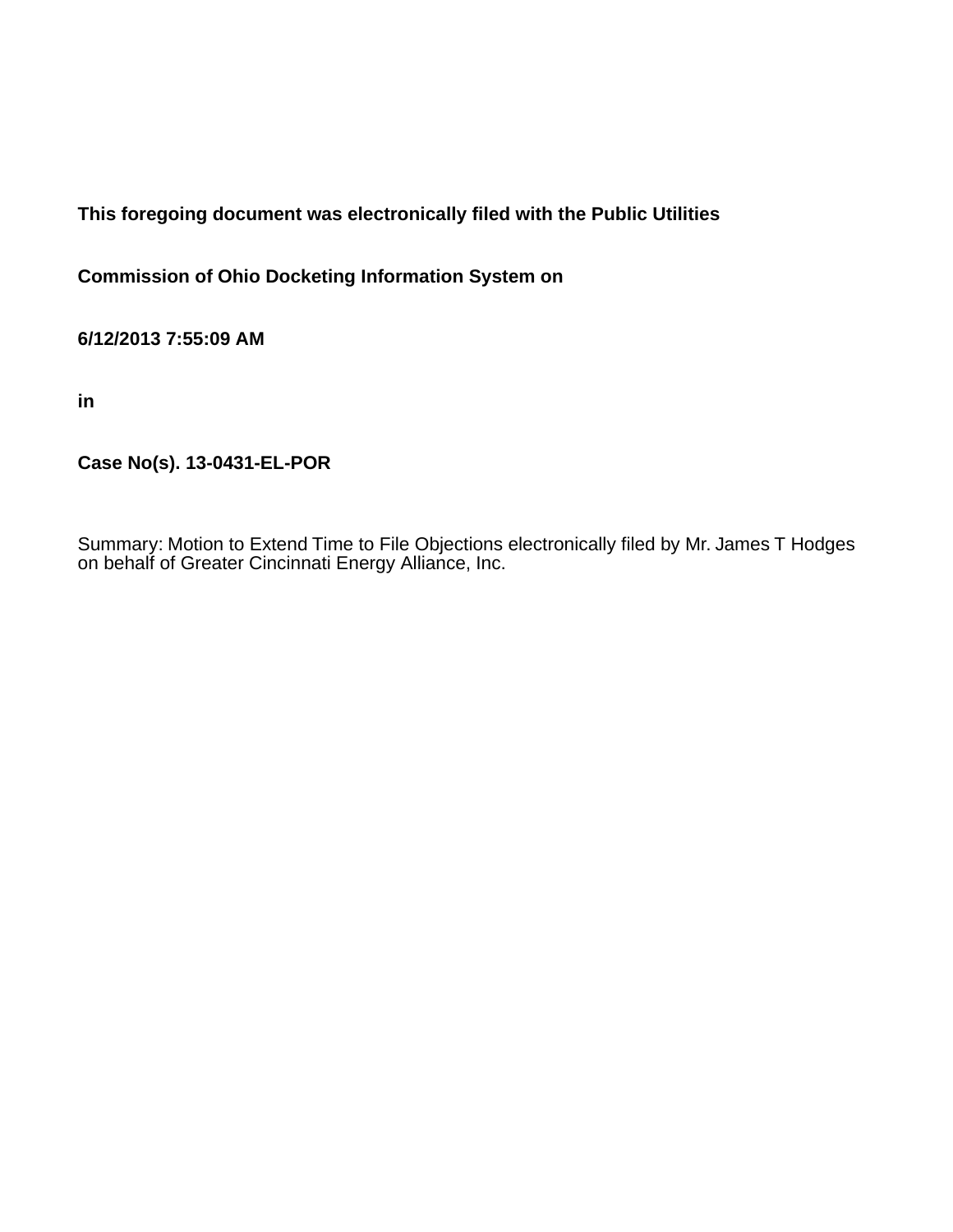**This foregoing document was electronically filed with the Public Utilities**

**Commission of Ohio Docketing Information System on**

**6/12/2013 7:55:09 AM**

**in**

**Case No(s). 13-0431-EL-POR**

Summary: Motion to Extend Time to File Objections electronically filed by Mr. James T Hodges on behalf of Greater Cincinnati Energy Alliance, Inc.